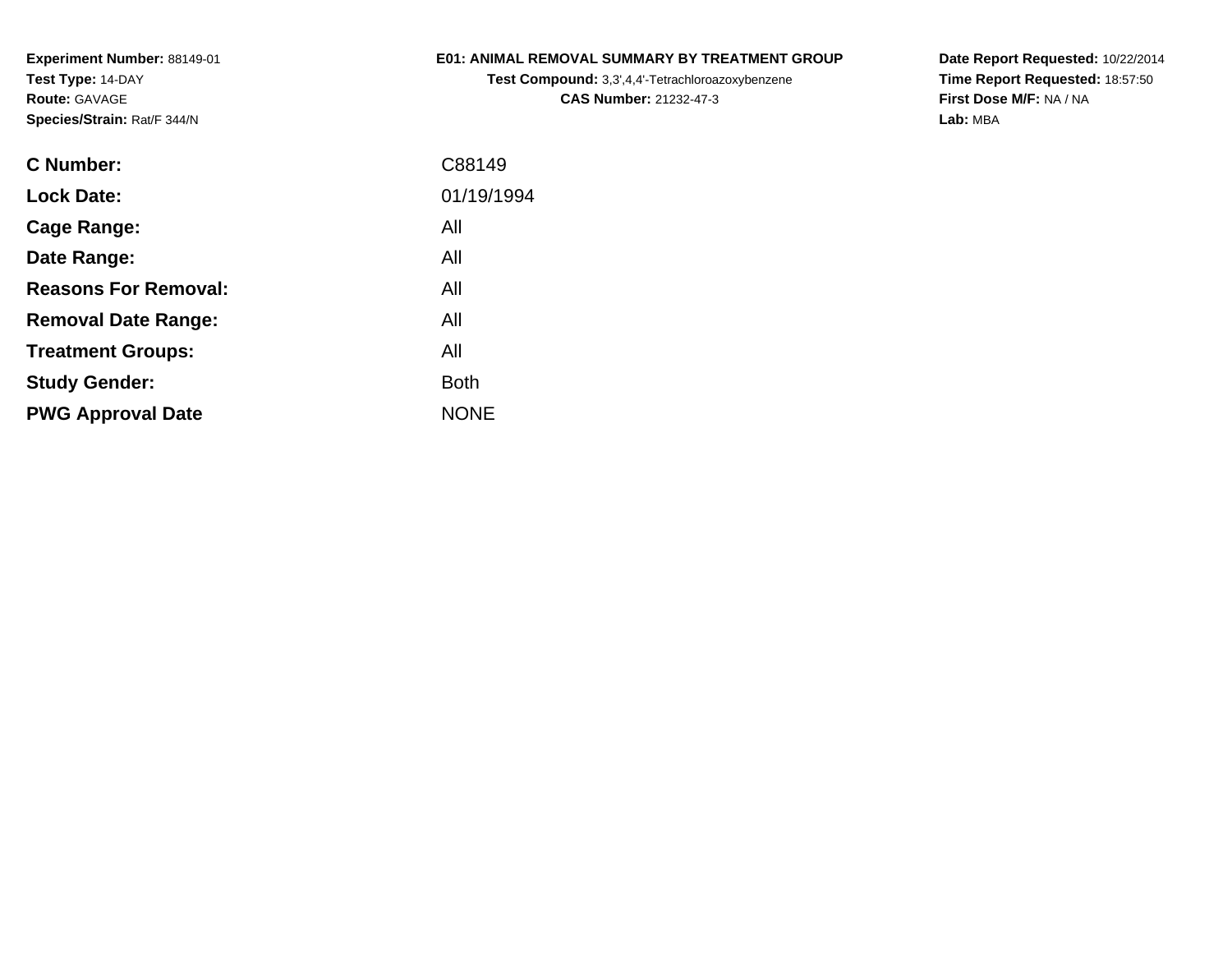**Experiment Number:** 88149-01
**Test Type:** 14-DAY
**Route:** GAVAGE
**Species/Strain:** Rat/F 344/N

**E01: ANIMAL REMOVAL SUMMARY BY TREATMENT GROUP**
**Test Compound:** 3,3',4,4'-Tetrachloroazoxybenzene
**CAS Number:** 21232-47-3

**Date Report Requested:** 10/22/2014
**Time Report Requested:** 18:57:50
**First Dose M/F:** NA / NA
**Lab:** MBA

| | |
|---|---|
| **C Number:** | C88149 |
| **Lock Date:** | 01/19/1994 |
| **Cage Range:** | All |
| **Date Range:** | All |
| **Reasons For Removal:** | All |
| **Removal Date Range:** | All |
| **Treatment Groups:** | All |
| **Study Gender:** | Both |
| **PWG Approval Date** | NONE |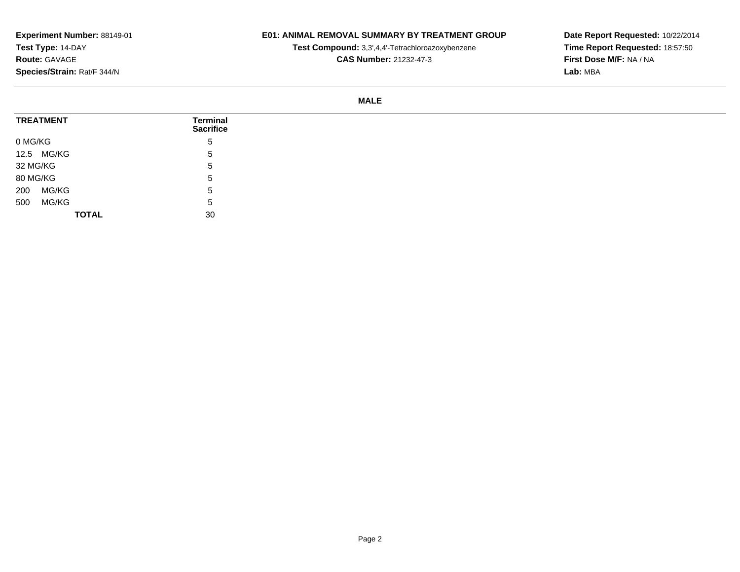**Experiment Number:** 88149-01
**Test Type:** 14-DAY
**Route:** GAVAGE
**Species/Strain:** Rat/F 344/N

**E01: ANIMAL REMOVAL SUMMARY BY TREATMENT GROUP**
**Test Compound:** 3,3',4,4'-Tetrachloroazoxybenzene
**CAS Number:** 21232-47-3

**Date Report Requested:** 10/22/2014
**Time Report Requested:** 18:57:50
**First Dose M/F:** NA / NA
**Lab:** MBA

**MALE**

| TREATMENT | Terminal Sacrifice |
| --- | --- |
| 0 MG/KG | 5 |
| 12.5 MG/KG | 5 |
| 32 MG/KG | 5 |
| 80 MG/KG | 5 |
| 200 MG/KG | 5 |
| 500 MG/KG | 5 |
| **TOTAL** | 30 |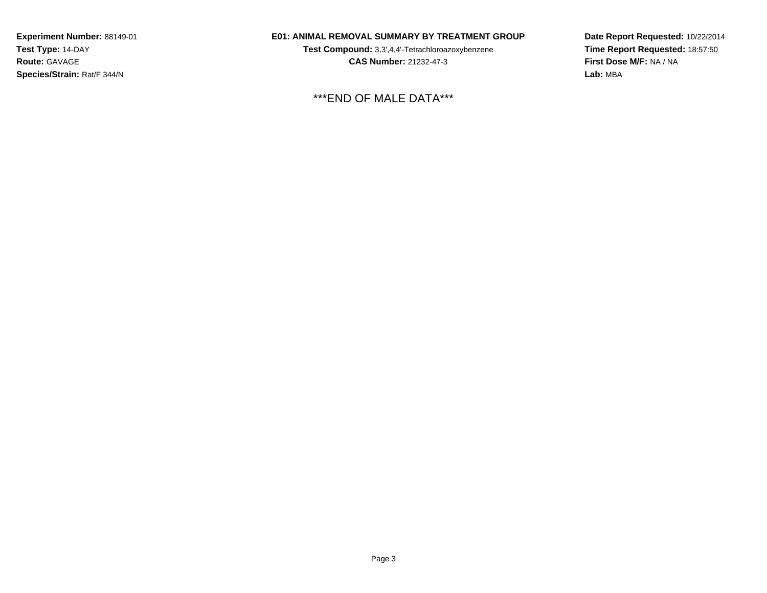**Experiment Number:** 88149-01
**Test Type:** 14-DAY
**Route:** GAVAGE
**Species/Strain:** Rat/F 344/N

# E01: ANIMAL REMOVAL SUMMARY BY TREATMENT GROUP

**Test Compound:** 3,3',4,4'-Tetrachloroazoxybenzene
**CAS Number:** 21232-47-3

**Date Report Requested:** 10/22/2014
**Time Report Requested:** 18:57:50
**First Dose M/F:** NA / NA
**Lab:** MBA

***END OF MALE DATA***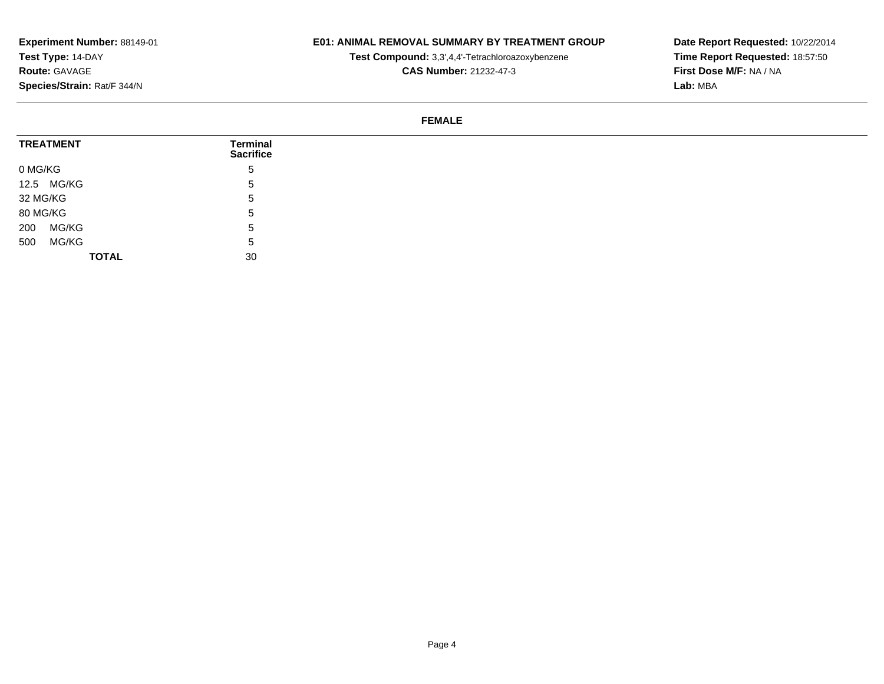**Experiment Number:** 88149-01
**Test Type:** 14-DAY
**Route:** GAVAGE
**Species/Strain:** Rat/F 344/N

**E01: ANIMAL REMOVAL SUMMARY BY TREATMENT GROUP**
**Test Compound:** 3,3',4,4'-Tetrachloroazoxybenzene
**CAS Number:** 21232-47-3

**Date Report Requested:** 10/22/2014
**Time Report Requested:** 18:57:50
**First Dose M/F:** NA / NA
**Lab:** MBA

**FEMALE**

| TREATMENT | Terminal Sacrifice |
|---|---|
| 0 MG/KG | 5 |
| 12.5 MG/KG | 5 |
| 32 MG/KG | 5 |
| 80 MG/KG | 5 |
| 200 MG/KG | 5 |
| 500 MG/KG | 5 |
| **TOTAL** | 30 |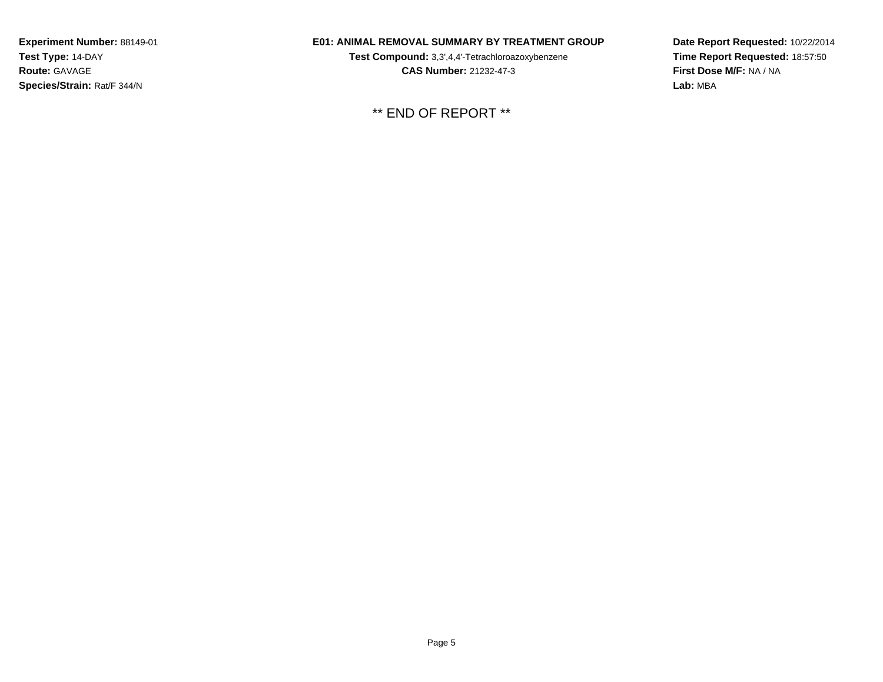**Experiment Number:** 88149-01
**Test Type:** 14-DAY
**Route:** GAVAGE
**Species/Strain:** Rat/F 344/N

**E01: ANIMAL REMOVAL SUMMARY BY TREATMENT GROUP**
**Test Compound:** 3,3',4,4'-Tetrachloroazoxybenzene
**CAS Number:** 21232-47-3

**Date Report Requested:** 10/22/2014
**Time Report Requested:** 18:57:50
**First Dose M/F:** NA / NA
**Lab:** MBA

** END OF REPORT **